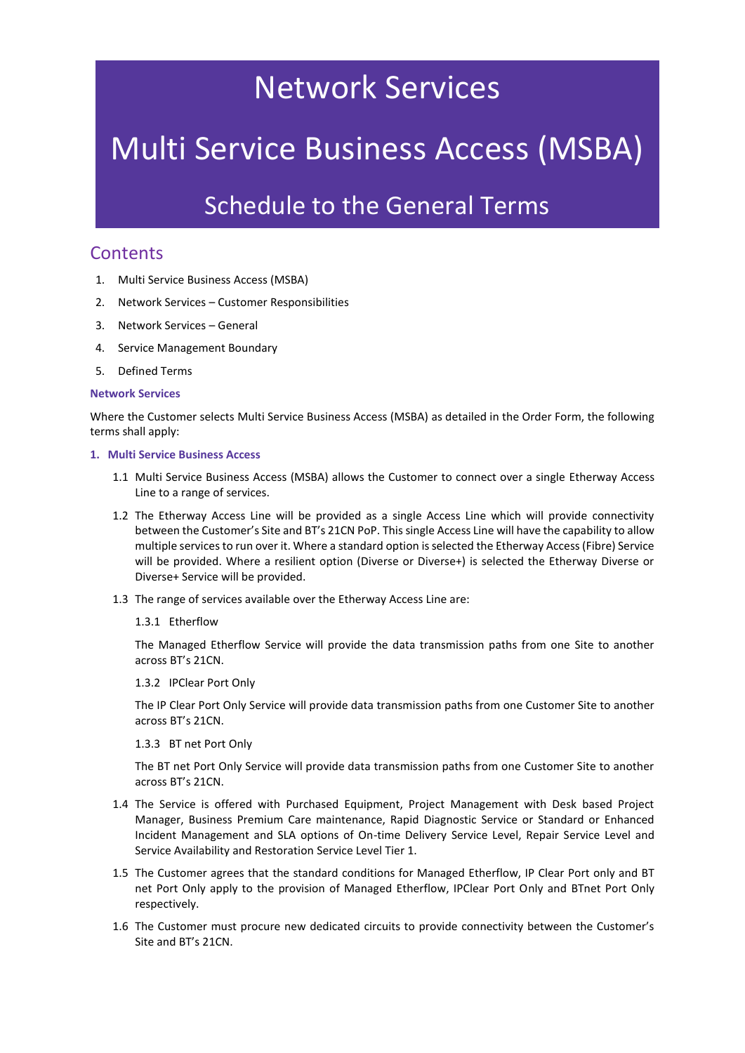# Network Services

# Multi Service Business Access (MSBA)

## Schedule to the General Terms

## Contents

1. Multi Service Business Access (MSBA)
2. Network Services – Customer Responsibilities
3. Network Services – General
4. Service Management Boundary
5. Defined Terms

**Network Services**

Where the Customer selects Multi Service Business Access (MSBA) as detailed in the Order Form, the following terms shall apply:

### 1. Multi Service Business Access

1.1 Multi Service Business Access (MSBA) allows the Customer to connect over a single Etherway Access Line to a range of services.

1.2 The Etherway Access Line will be provided as a single Access Line which will provide connectivity between the Customer's Site and BT's 21CN PoP. This single Access Line will have the capability to allow multiple services to run over it. Where a standard option is selected the Etherway Access (Fibre) Service will be provided. Where a resilient option (Diverse or Diverse+) is selected the Etherway Diverse or Diverse+ Service will be provided.

1.3 The range of services available over the Etherway Access Line are:

1.3.1 Etherflow

The Managed Etherflow Service will provide the data transmission paths from one Site to another across BT's 21CN.

1.3.2 IPClear Port Only

The IP Clear Port Only Service will provide data transmission paths from one Customer Site to another across BT's 21CN.

1.3.3 BT net Port Only

The BT net Port Only Service will provide data transmission paths from one Customer Site to another across BT's 21CN.

1.4 The Service is offered with Purchased Equipment, Project Management with Desk based Project Manager, Business Premium Care maintenance, Rapid Diagnostic Service or Standard or Enhanced Incident Management and SLA options of On-time Delivery Service Level, Repair Service Level and Service Availability and Restoration Service Level Tier 1.

1.5 The Customer agrees that the standard conditions for Managed Etherflow, IP Clear Port only and BT net Port Only apply to the provision of Managed Etherflow, IPClear Port Only and BTnet Port Only respectively.

1.6 The Customer must procure new dedicated circuits to provide connectivity between the Customer's Site and BT's 21CN.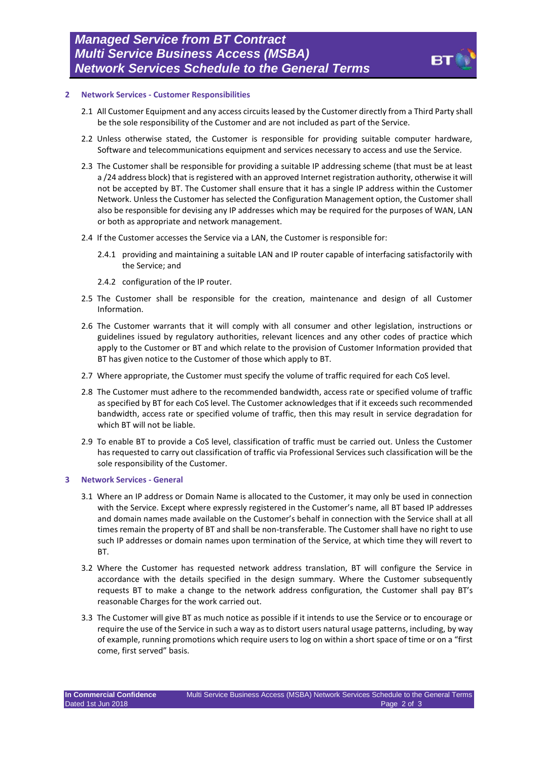## 2 Network Services - Customer Responsibilities

2.1 All Customer Equipment and any access circuits leased by the Customer directly from a Third Party shall be the sole responsibility of the Customer and are not included as part of the Service.

2.2 Unless otherwise stated, the Customer is responsible for providing suitable computer hardware, Software and telecommunications equipment and services necessary to access and use the Service.

2.3 The Customer shall be responsible for providing a suitable IP addressing scheme (that must be at least a /24 address block) that is registered with an approved Internet registration authority, otherwise it will not be accepted by BT. The Customer shall ensure that it has a single IP address within the Customer Network. Unless the Customer has selected the Configuration Management option, the Customer shall also be responsible for devising any IP addresses which may be required for the purposes of WAN, LAN or both as appropriate and network management.

2.4 If the Customer accesses the Service via a LAN, the Customer is responsible for:

2.4.1 providing and maintaining a suitable LAN and IP router capable of interfacing satisfactorily with the Service; and

2.4.2 configuration of the IP router.

2.5 The Customer shall be responsible for the creation, maintenance and design of all Customer Information.

2.6 The Customer warrants that it will comply with all consumer and other legislation, instructions or guidelines issued by regulatory authorities, relevant licences and any other codes of practice which apply to the Customer or BT and which relate to the provision of Customer Information provided that BT has given notice to the Customer of those which apply to BT.

2.7 Where appropriate, the Customer must specify the volume of traffic required for each CoS level.

2.8 The Customer must adhere to the recommended bandwidth, access rate or specified volume of traffic as specified by BT for each CoS level. The Customer acknowledges that if it exceeds such recommended bandwidth, access rate or specified volume of traffic, then this may result in service degradation for which BT will not be liable.

2.9 To enable BT to provide a CoS level, classification of traffic must be carried out. Unless the Customer has requested to carry out classification of traffic via Professional Services such classification will be the sole responsibility of the Customer.

## 3 Network Services - General

3.1 Where an IP address or Domain Name is allocated to the Customer, it may only be used in connection with the Service. Except where expressly registered in the Customer's name, all BT based IP addresses and domain names made available on the Customer's behalf in connection with the Service shall at all times remain the property of BT and shall be non-transferable. The Customer shall have no right to use such IP addresses or domain names upon termination of the Service, at which time they will revert to BT.

3.2 Where the Customer has requested network address translation, BT will configure the Service in accordance with the details specified in the design summary. Where the Customer subsequently requests BT to make a change to the network address configuration, the Customer shall pay BT's reasonable Charges for the work carried out.

3.3 The Customer will give BT as much notice as possible if it intends to use the Service or to encourage or require the use of the Service in such a way as to distort users natural usage patterns, including, by way of example, running promotions which require users to log on within a short space of time or on a "first come, first served" basis.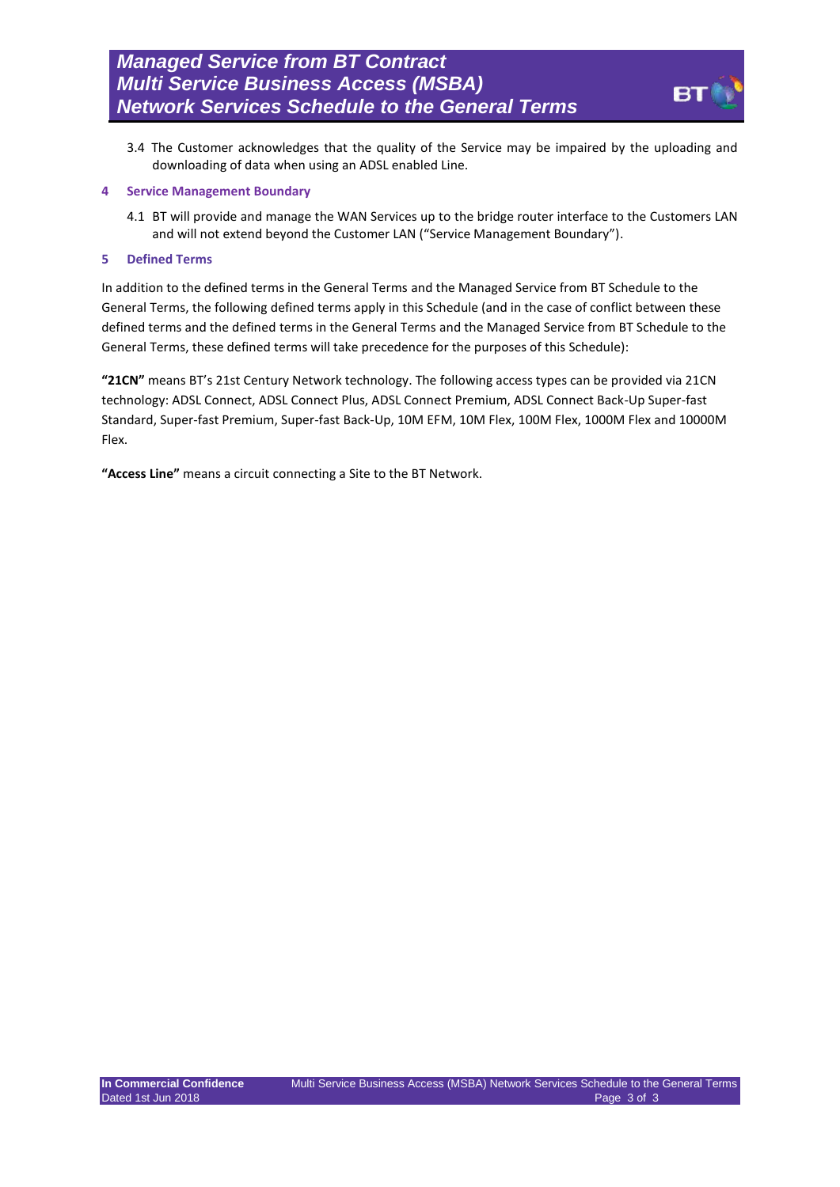3.4 The Customer acknowledges that the quality of the Service may be impaired by the uploading and downloading of data when using an ADSL enabled Line.

## 4 Service Management Boundary

4.1 BT will provide and manage the WAN Services up to the bridge router interface to the Customers LAN and will not extend beyond the Customer LAN ("Service Management Boundary").

## 5 Defined Terms

In addition to the defined terms in the General Terms and the Managed Service from BT Schedule to the General Terms, the following defined terms apply in this Schedule (and in the case of conflict between these defined terms and the defined terms in the General Terms and the Managed Service from BT Schedule to the General Terms, these defined terms will take precedence for the purposes of this Schedule):

**"21CN"** means BT's 21st Century Network technology. The following access types can be provided via 21CN technology: ADSL Connect, ADSL Connect Plus, ADSL Connect Premium, ADSL Connect Back-Up Super-fast Standard, Super-fast Premium, Super-fast Back-Up, 10M EFM, 10M Flex, 100M Flex, 1000M Flex and 10000M Flex.

**"Access Line"** means a circuit connecting a Site to the BT Network.